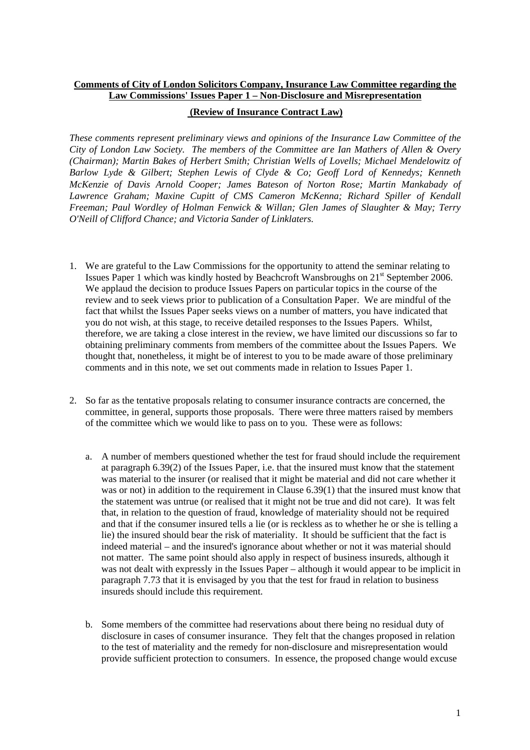**Comments of City of London Solicitors Company, Insurance Law Committee regarding the Law Commissions' Issues Paper 1 – Non-Disclosure and Misrepresentation**

**(Review of Insurance Contract Law)**

*These comments represent preliminary views and opinions of the Insurance Law Committee of the City of London Law Society. The members of the Committee are Ian Mathers of Allen & Overy (Chairman); Martin Bakes of Herbert Smith; Christian Wells of Lovells; Michael Mendelowitz of Barlow Lyde & Gilbert; Stephen Lewis of Clyde & Co; Geoff Lord of Kennedys; Kenneth McKenzie of Davis Arnold Cooper; James Bateson of Norton Rose; Martin Mankabady of Lawrence Graham; Maxine Cupitt of CMS Cameron McKenna; Richard Spiller of Kendall Freeman; Paul Wordley of Holman Fenwick & Willan; Glen James of Slaughter & May; Terry O'Neill of Clifford Chance; and Victoria Sander of Linklaters.*

1. We are grateful to the Law Commissions for the opportunity to attend the seminar relating to Issues Paper 1 which was kindly hosted by Beachcroft Wansbroughs on 21st September 2006. We applaud the decision to produce Issues Papers on particular topics in the course of the review and to seek views prior to publication of a Consultation Paper. We are mindful of the fact that whilst the Issues Paper seeks views on a number of matters, you have indicated that you do not wish, at this stage, to receive detailed responses to the Issues Papers. Whilst, therefore, we are taking a close interest in the review, we have limited our discussions so far to obtaining preliminary comments from members of the committee about the Issues Papers. We thought that, nonetheless, it might be of interest to you to be made aware of those preliminary comments and in this note, we set out comments made in relation to Issues Paper 1.

2. So far as the tentative proposals relating to consumer insurance contracts are concerned, the committee, in general, supports those proposals. There were three matters raised by members of the committee which we would like to pass on to you. These were as follows:

   a. A number of members questioned whether the test for fraud should include the requirement at paragraph 6.39(2) of the Issues Paper, i.e. that the insured must know that the statement was material to the insurer (or realised that it might be material and did not care whether it was or not) in addition to the requirement in Clause 6.39(1) that the insured must know that the statement was untrue (or realised that it might not be true and did not care). It was felt that, in relation to the question of fraud, knowledge of materiality should not be required and that if the consumer insured tells a lie (or is reckless as to whether he or she is telling a lie) the insured should bear the risk of materiality. It should be sufficient that the fact is indeed material – and the insured's ignorance about whether or not it was material should not matter. The same point should also apply in respect of business insureds, although it was not dealt with expressly in the Issues Paper – although it would appear to be implicit in paragraph 7.73 that it is envisaged by you that the test for fraud in relation to business insureds should include this requirement.

   b. Some members of the committee had reservations about there being no residual duty of disclosure in cases of consumer insurance. They felt that the changes proposed in relation to the test of materiality and the remedy for non-disclosure and misrepresentation would provide sufficient protection to consumers. In essence, the proposed change would excuse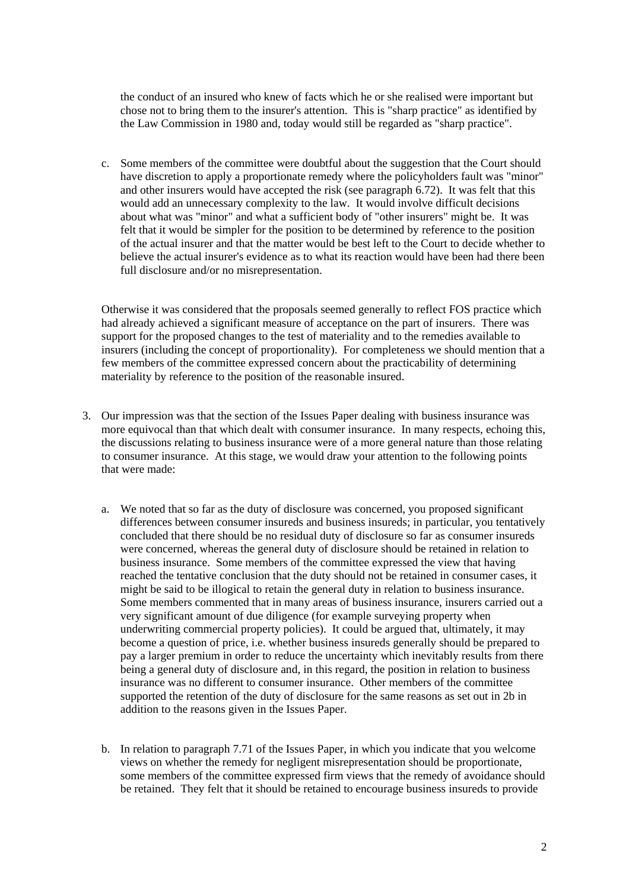the conduct of an insured who knew of facts which he or she realised were important but chose not to bring them to the insurer's attention. This is "sharp practice" as identified by the Law Commission in 1980 and, today would still be regarded as "sharp practice".

c. Some members of the committee were doubtful about the suggestion that the Court should have discretion to apply a proportionate remedy where the policyholders fault was "minor" and other insurers would have accepted the risk (see paragraph 6.72). It was felt that this would add an unnecessary complexity to the law. It would involve difficult decisions about what was "minor" and what a sufficient body of "other insurers" might be. It was felt that it would be simpler for the position to be determined by reference to the position of the actual insurer and that the matter would be best left to the Court to decide whether to believe the actual insurer's evidence as to what its reaction would have been had there been full disclosure and/or no misrepresentation.

Otherwise it was considered that the proposals seemed generally to reflect FOS practice which had already achieved a significant measure of acceptance on the part of insurers. There was support for the proposed changes to the test of materiality and to the remedies available to insurers (including the concept of proportionality). For completeness we should mention that a few members of the committee expressed concern about the practicability of determining materiality by reference to the position of the reasonable insured.

3. Our impression was that the section of the Issues Paper dealing with business insurance was more equivocal than that which dealt with consumer insurance. In many respects, echoing this, the discussions relating to business insurance were of a more general nature than those relating to consumer insurance. At this stage, we would draw your attention to the following points that were made:

   a. We noted that so far as the duty of disclosure was concerned, you proposed significant differences between consumer insureds and business insureds; in particular, you tentatively concluded that there should be no residual duty of disclosure so far as consumer insureds were concerned, whereas the general duty of disclosure should be retained in relation to business insurance. Some members of the committee expressed the view that having reached the tentative conclusion that the duty should not be retained in consumer cases, it might be said to be illogical to retain the general duty in relation to business insurance. Some members commented that in many areas of business insurance, insurers carried out a very significant amount of due diligence (for example surveying property when underwriting commercial property policies). It could be argued that, ultimately, it may become a question of price, i.e. whether business insureds generally should be prepared to pay a larger premium in order to reduce the uncertainty which inevitably results from there being a general duty of disclosure and, in this regard, the position in relation to business insurance was no different to consumer insurance. Other members of the committee supported the retention of the duty of disclosure for the same reasons as set out in 2b in addition to the reasons given in the Issues Paper.

   b. In relation to paragraph 7.71 of the Issues Paper, in which you indicate that you welcome views on whether the remedy for negligent misrepresentation should be proportionate, some members of the committee expressed firm views that the remedy of avoidance should be retained. They felt that it should be retained to encourage business insureds to provide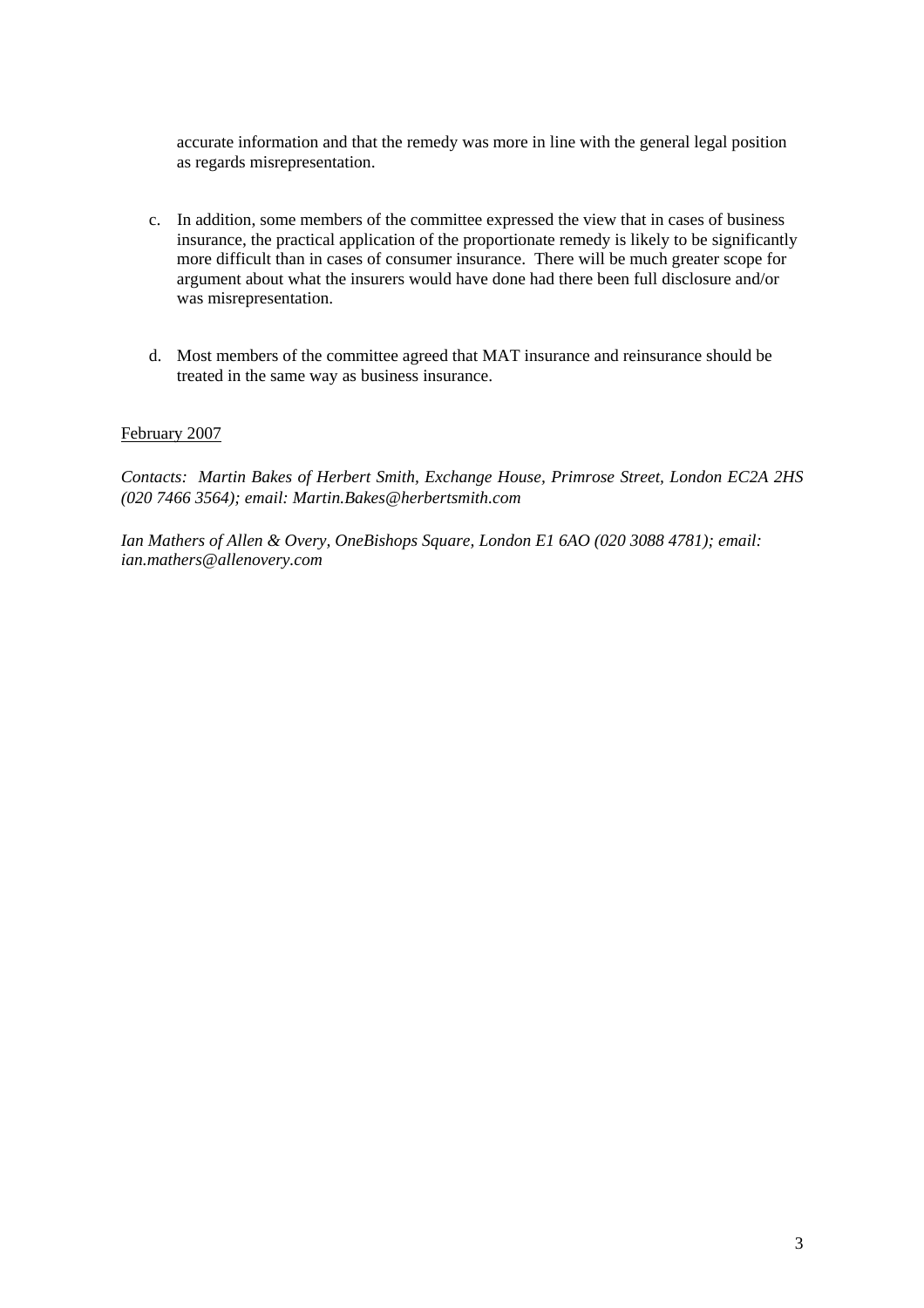accurate information and that the remedy was more in line with the general legal position as regards misrepresentation.

c. In addition, some members of the committee expressed the view that in cases of business insurance, the practical application of the proportionate remedy is likely to be significantly more difficult than in cases of consumer insurance. There will be much greater scope for argument about what the insurers would have done had there been full disclosure and/or was misrepresentation.

d. Most members of the committee agreed that MAT insurance and reinsurance should be treated in the same way as business insurance.

February 2007

*Contacts: Martin Bakes of Herbert Smith, Exchange House, Primrose Street, London EC2A 2HS (020 7466 3564); email: Martin.Bakes@herbertsmith.com*

*Ian Mathers of Allen & Overy, OneBishops Square, London E1 6AO (020 3088 4781); email: ian.mathers@allenovery.com*